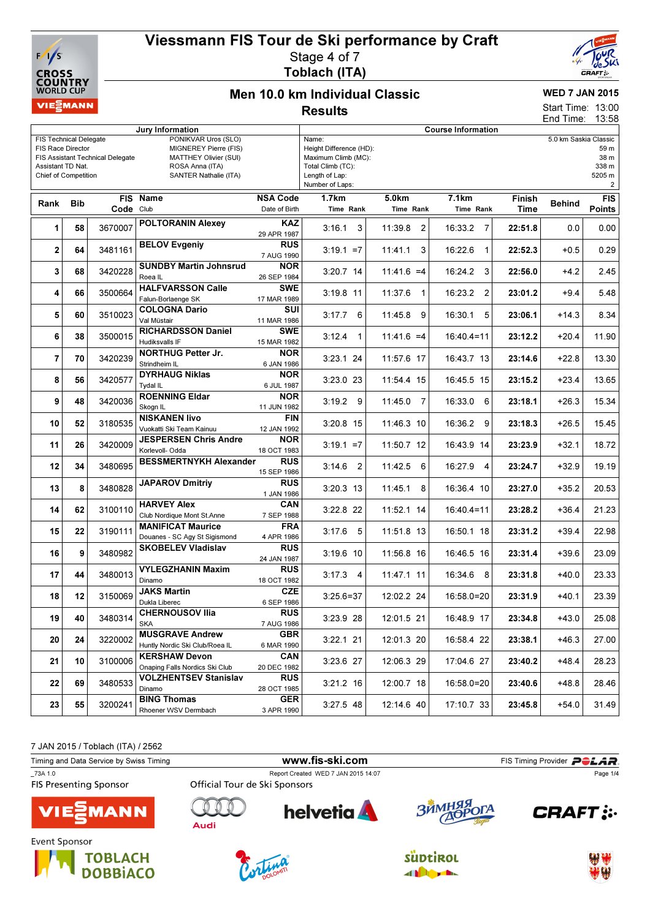# Viessmann FIS Tour de Ski performance by Craft

Stage 4 of 7

**Toblach (ITA)**

## Men 10.0 km Individual Classic

## Results

**WED 7 JAN 2015**

Start Time: 13:00

End Time: 13:58

| Jury Information | |
|---|---|
| FIS Technical Delegate | PONIKVAR Uros (SLO) |
| FIS Race Director | MIGNEREY Pierre (FIS) |
| FIS Assistant Technical Delegate | MATTHEY Olivier (SUI) |
| Assistant TD Nat. | ROSA Anna (ITA) |
| Chief of Competition | SANTER Nathalie (ITA) |

| Course Information | |
|---|---|
| Name: | 5.0 km Saskia Classic |
| Height Difference (HD): | 59 m |
| Maximum Climb (MC): | 38 m |
| Total Climb (TC): | 338 m |
| Length of Lap: | 5205 m |
| Number of Laps: | 2 |

| Rank | Bib | FIS Code | Name / Club | NSA Code / Date of Birth | 1.7km Time Rank | 5.0km Time Rank | 7.1km Time Rank | Finish Time | Behind | FIS Points |
|---|---|---|---|---|---|---|---|---|---|---|
| 1 | 58 | 3670007 | **POLTORANIN Alexey** | **KAZ** 29 APR 1987 | 3:16.1 3 | 11:39.8 2 | 16:33.2 7 | **22:51.8** | 0.0 | 0.00 |
| 2 | 64 | 3481161 | **BELOV Evgeniy** | **RUS** 7 AUG 1990 | 3:19.1 =7 | 11:41.1 3 | 16:22.6 1 | **22:52.3** | +0.5 | 0.29 |
| 3 | 68 | 3420228 | **SUNDBY Martin Johnsrud** Roea IL | **NOR** 26 SEP 1984 | 3:20.7 14 | 11:41.6 =4 | 16:24.2 3 | **22:56.0** | +4.2 | 2.45 |
| 4 | 66 | 3500664 | **HALFVARSSON Calle** Falun-Borlaenge SK | **SWE** 17 MAR 1989 | 3:19.8 11 | 11:37.6 1 | 16:23.2 2 | **23:01.2** | +9.4 | 5.48 |
| 5 | 60 | 3510023 | **COLOGNA Dario** Val Müstair | **SUI** 11 MAR 1986 | 3:17.7 6 | 11:45.8 9 | 16:30.1 5 | **23:06.1** | +14.3 | 8.34 |
| 6 | 38 | 3500015 | **RICHARDSSON Daniel** Hudiksvalls IF | **SWE** 15 MAR 1982 | 3:12.4 1 | 11:41.6 =4 | 16:40.4 =11 | **23:12.2** | +20.4 | 11.90 |
| 7 | 70 | 3420239 | **NORTHUG Petter Jr.** Strindheim IL | **NOR** 6 JAN 1986 | 3:23.1 24 | 11:57.6 17 | 16:43.7 13 | **23:14.6** | +22.8 | 13.30 |
| 8 | 56 | 3420577 | **DYRHAUG Niklas** Tydal IL | **NOR** 6 JUL 1987 | 3:23.0 23 | 11:54.4 15 | 16:45.5 15 | **23:15.2** | +23.4 | 13.65 |
| 9 | 48 | 3420036 | **ROENNING Eldar** Skogn IL | **NOR** 11 JUN 1982 | 3:19.2 9 | 11:45.0 7 | 16:33.0 6 | **23:18.1** | +26.3 | 15.34 |
| 10 | 52 | 3180535 | **NISKANEN Iivo** Vuokatti Ski Team Kainuu | **FIN** 12 JAN 1992 | 3:20.8 15 | 11:46.3 10 | 16:36.2 9 | **23:18.3** | +26.5 | 15.45 |
| 11 | 26 | 3420009 | **JESPERSEN Chris Andre** Korlevoll- Odda | **NOR** 18 OCT 1983 | 3:19.1 =7 | 11:50.7 12 | 16:43.9 14 | **23:23.9** | +32.1 | 18.72 |
| 12 | 34 | 3480695 | **BESSMERTNYKH Alexander** | **RUS** 15 SEP 1986 | 3:14.6 2 | 11:42.5 6 | 16:27.9 4 | **23:24.7** | +32.9 | 19.19 |
| 13 | 8 | 3480828 | **JAPAROV Dmitriy** | **RUS** 1 JAN 1986 | 3:20.3 13 | 11:45.1 8 | 16:36.4 10 | **23:27.0** | +35.2 | 20.53 |
| 14 | 62 | 3100110 | **HARVEY Alex** Club Nordique Mont St.Anne | **CAN** 7 SEP 1988 | 3:22.8 22 | 11:52.1 14 | 16:40.4 =11 | **23:28.2** | +36.4 | 21.23 |
| 15 | 22 | 3190111 | **MANIFICAT Maurice** Douanes - SC Agy St Sigismond | **FRA** 4 APR 1986 | 3:17.6 5 | 11:51.8 13 | 16:50.1 18 | **23:31.2** | +39.4 | 22.98 |
| 16 | 9 | 3480982 | **SKOBELEV Vladislav** | **RUS** 24 JAN 1987 | 3:19.6 10 | 11:56.8 16 | 16:46.5 16 | **23:31.4** | +39.6 | 23.09 |
| 17 | 44 | 3480013 | **VYLEGZHANIN Maxim** Dinamo | **RUS** 18 OCT 1982 | 3:17.3 4 | 11:47.1 11 | 16:34.6 8 | **23:31.8** | +40.0 | 23.33 |
| 18 | 12 | 3150069 | **JAKS Martin** Dukla Liberec | **CZE** 6 SEP 1986 | 3:25.6 =37 | 12:02.2 24 | 16:58.0 =20 | **23:31.9** | +40.1 | 23.39 |
| 19 | 40 | 3480314 | **CHERNOUSOV Ilia** SKA | **RUS** 7 AUG 1986 | 3:23.9 28 | 12:01.5 21 | 16:48.9 17 | **23:34.8** | +43.0 | 25.08 |
| 20 | 24 | 3220002 | **MUSGRAVE Andrew** Huntly Nordic Ski Club/Roea IL | **GBR** 6 MAR 1990 | 3:22.1 21 | 12:01.3 20 | 16:58.4 22 | **23:38.1** | +46.3 | 27.00 |
| 21 | 10 | 3100006 | **KERSHAW Devon** Onaping Falls Nordics Ski Club | **CAN** 20 DEC 1982 | 3:23.6 27 | 12:06.3 29 | 17:04.6 27 | **23:40.2** | +48.4 | 28.23 |
| 22 | 69 | 3480533 | **VOLZHENTSEV Stanislav** Dinamo | **RUS** 28 OCT 1985 | 3:21.2 16 | 12:00.7 18 | 16:58.0 =20 | **23:40.6** | +48.8 | 28.46 |
| 23 | 55 | 3200241 | **BING Thomas** Rhoener WSV Dermbach | **GER** 3 APR 1990 | 3:27.5 48 | 12:14.6 40 | 17:10.7 33 | **23:45.8** | +54.0 | 31.49 |

7 JAN 2015 / Toblach (ITA) / 2562

Timing and Data Service by Swiss Timing — www.fis-ski.com — FIS Timing Provider POLAR

_73A 1.0 — Report Created WED 7 JAN 2015 14:07

FIS Presenting Sponsor: VIESSMANN

Official Tour de Ski Sponsors: Audi, helvetia, Зимняя дорога, CRAFT

Event Sponsor: TOBLACH DOBBIACO, Cortina Dolomiti, Südtirol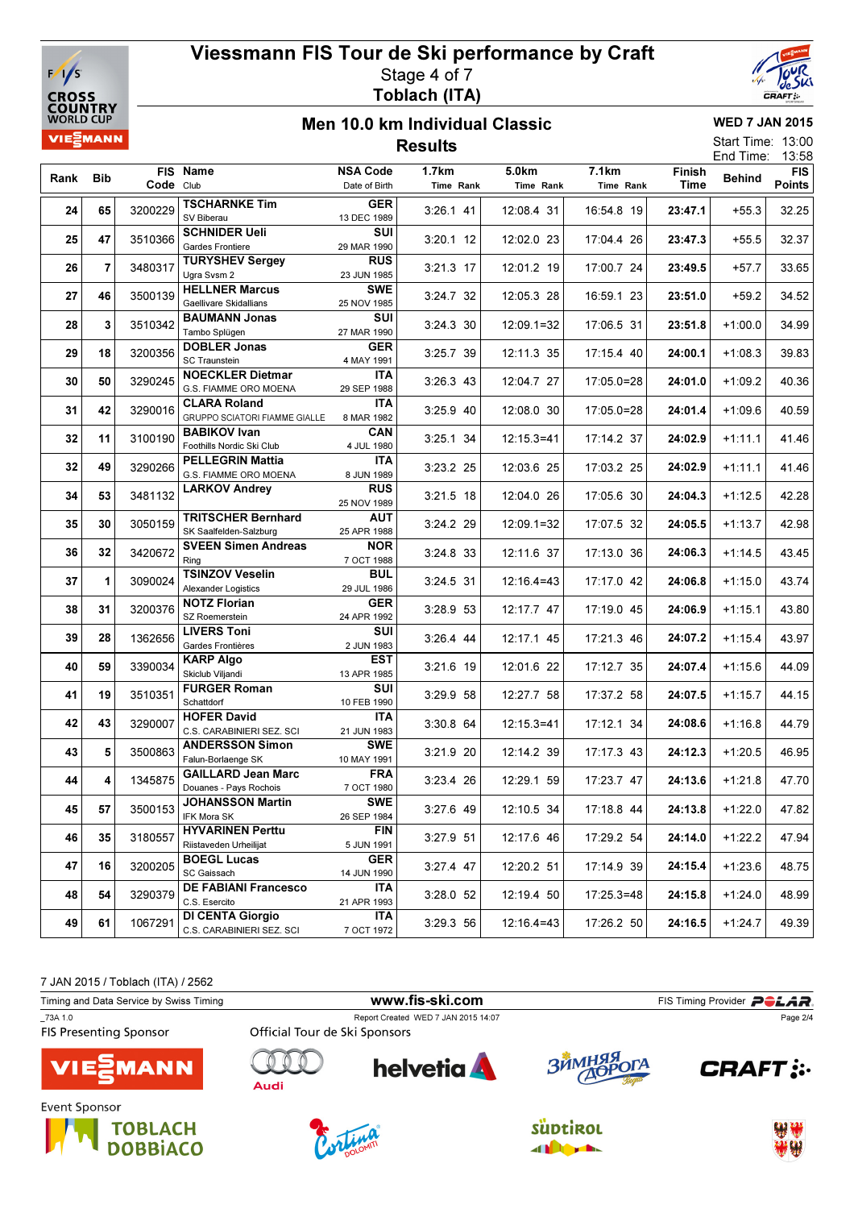# Viessmann FIS Tour de Ski performance by Craft

Stage 4 of 7

Toblach (ITA)

## Men 10.0 km Individual Classic

## Results

WED 7 JAN 2015

Start Time: 13:00

End Time: 13:58

| Rank | Bib | FIS Code | Name / Club | NSA Code / Date of Birth | 1.7km Time Rank | 5.0km Time Rank | 7.1km Time Rank | Finish Time | Behind | FIS Points |
|---|---|---|---|---|---|---|---|---|---|---|
| 24 | 65 | 3200229 | **TSCHARNKE Tim** SV Biberau | GER 13 DEC 1989 | 3:26.1 41 | 12:08.4 31 | 16:54.8 19 | **23:47.1** | +55.3 | 32.25 |
| 25 | 47 | 3510366 | **SCHNIDER Ueli** Gardes Frontiere | SUI 29 MAR 1990 | 3:20.1 12 | 12:02.0 23 | 17:04.4 26 | **23:47.3** | +55.5 | 32.37 |
| 26 | 7 | 3480317 | **TURYSHEV Sergey** Ugra Svsm 2 | RUS 23 JUN 1985 | 3:21.3 17 | 12:01.2 19 | 17:00.7 24 | **23:49.5** | +57.7 | 33.65 |
| 27 | 46 | 3500139 | **HELLNER Marcus** Gaellivare Skidallians | SWE 25 NOV 1985 | 3:24.7 32 | 12:05.3 28 | 16:59.1 23 | **23:51.0** | +59.2 | 34.52 |
| 28 | 3 | 3510342 | **BAUMANN Jonas** Tambo Splügen | SUI 27 MAR 1990 | 3:24.3 30 | 12:09.1=32 | 17:06.5 31 | **23:51.8** | +1:00.0 | 34.99 |
| 29 | 18 | 3200356 | **DOBLER Jonas** SC Traunstein | GER 4 MAY 1991 | 3:25.7 39 | 12:11.3 35 | 17:15.4 40 | **24:00.1** | +1:08.3 | 39.83 |
| 30 | 50 | 3290245 | **NOECKLER Dietmar** G.S. FIAMME ORO MOENA | ITA 29 SEP 1988 | 3:26.3 43 | 12:04.7 27 | 17:05.0=28 | **24:01.0** | +1:09.2 | 40.36 |
| 31 | 42 | 3290016 | **CLARA Roland** GRUPPO SCIATORI FIAMME GIALLE | ITA 8 MAR 1982 | 3:25.9 40 | 12:08.0 30 | 17:05.0=28 | **24:01.4** | +1:09.6 | 40.59 |
| 32 | 11 | 3100190 | **BABIKOV Ivan** Foothills Nordic Ski Club | CAN 4 JUL 1980 | 3:25.1 34 | 12:15.3=41 | 17:14.2 37 | **24:02.9** | +1:11.1 | 41.46 |
| 32 | 49 | 3290266 | **PELLEGRIN Mattia** G.S. FIAMME ORO MOENA | ITA 8 JUN 1989 | 3:23.2 25 | 12:03.6 25 | 17:03.2 25 | **24:02.9** | +1:11.1 | 41.46 |
| 34 | 53 | 3481132 | **LARKOV Andrey** | RUS 25 NOV 1989 | 3:21.5 18 | 12:04.0 26 | 17:05.6 30 | **24:04.3** | +1:12.5 | 42.28 |
| 35 | 30 | 3050159 | **TRITSCHER Bernhard** SK Saalfelden-Salzburg | AUT 25 APR 1988 | 3:24.2 29 | 12:09.1=32 | 17:07.5 32 | **24:05.5** | +1:13.7 | 42.98 |
| 36 | 32 | 3420672 | **SVEEN Simen Andreas** Ring | NOR 7 OCT 1988 | 3:24.8 33 | 12:11.6 37 | 17:13.0 36 | **24:06.3** | +1:14.5 | 43.45 |
| 37 | 1 | 3090024 | **TSINZOV Veselin** Alexander Logistics | BUL 29 JUL 1986 | 3:24.5 31 | 12:16.4=43 | 17:17.0 42 | **24:06.8** | +1:15.0 | 43.74 |
| 38 | 31 | 3200376 | **NOTZ Florian** SZ Roemerstein | GER 24 APR 1992 | 3:28.9 53 | 12:17.7 47 | 17:19.0 45 | **24:06.9** | +1:15.1 | 43.80 |
| 39 | 28 | 1362656 | **LIVERS Toni** Gardes Frontières | SUI 2 JUN 1983 | 3:26.4 44 | 12:17.1 45 | 17:21.3 46 | **24:07.2** | +1:15.4 | 43.97 |
| 40 | 59 | 3390034 | **KARP Algo** Skiclub Viljandi | EST 13 APR 1985 | 3:21.6 19 | 12:01.6 22 | 17:12.7 35 | **24:07.4** | +1:15.6 | 44.09 |
| 41 | 19 | 3510351 | **FURGER Roman** Schattdorf | SUI 10 FEB 1990 | 3:29.9 58 | 12:27.7 58 | 17:37.2 58 | **24:07.5** | +1:15.7 | 44.15 |
| 42 | 43 | 3290007 | **HOFER David** C.S. CARABINIERI SEZ. SCI | ITA 21 JUN 1983 | 3:30.8 64 | 12:15.3=41 | 17:12.1 34 | **24:08.6** | +1:16.8 | 44.79 |
| 43 | 5 | 3500863 | **ANDERSSON Simon** Falun-Borlaenge SK | SWE 10 MAY 1991 | 3:21.9 20 | 12:14.2 39 | 17:17.3 43 | **24:12.3** | +1:20.5 | 46.95 |
| 44 | 4 | 1345875 | **GAILLARD Jean Marc** Douanes - Pays Rochois | FRA 7 OCT 1980 | 3:23.4 26 | 12:29.1 59 | 17:23.7 47 | **24:13.6** | +1:21.8 | 47.70 |
| 45 | 57 | 3500153 | **JOHANSSON Martin** IFK Mora SK | SWE 26 SEP 1984 | 3:27.6 49 | 12:10.5 34 | 17:18.8 44 | **24:13.8** | +1:22.0 | 47.82 |
| 46 | 35 | 3180557 | **HYVARINEN Perttu** Riistaveden Urheilijat | FIN 5 JUN 1991 | 3:27.9 51 | 12:17.6 46 | 17:29.2 54 | **24:14.0** | +1:22.2 | 47.94 |
| 47 | 16 | 3200205 | **BOEGL Lucas** SC Gaissach | GER 14 JUN 1990 | 3:27.4 47 | 12:20.2 51 | 17:14.9 39 | **24:15.4** | +1:23.6 | 48.75 |
| 48 | 54 | 3290379 | **DE FABIANI Francesco** C.S. Esercito | ITA 21 APR 1993 | 3:28.0 52 | 12:19.4 50 | 17:25.3=48 | **24:15.8** | +1:24.0 | 48.99 |
| 49 | 61 | 1067291 | **DI CENTA Giorgio** C.S. CARABINIERI SEZ. SCI | ITA 7 OCT 1972 | 3:29.3 56 | 12:16.4=43 | 17:26.2 50 | **24:16.5** | +1:24.7 | 49.39 |

7 JAN 2015 / Toblach (ITA) / 2562

Timing and Data Service by Swiss Timing — www.fis-ski.com — FIS Timing Provider POLAR

_73A 1.0 — Report Created WED 7 JAN 2015 14:07

FIS Presenting Sponsor: VIESSMANN

Official Tour de Ski Sponsors: Audi, helvetia, Зимняя Дорога, CRAFT

Event Sponsor: TOBLACH DOBBIACO, Cortina Dolomiti, Südtirol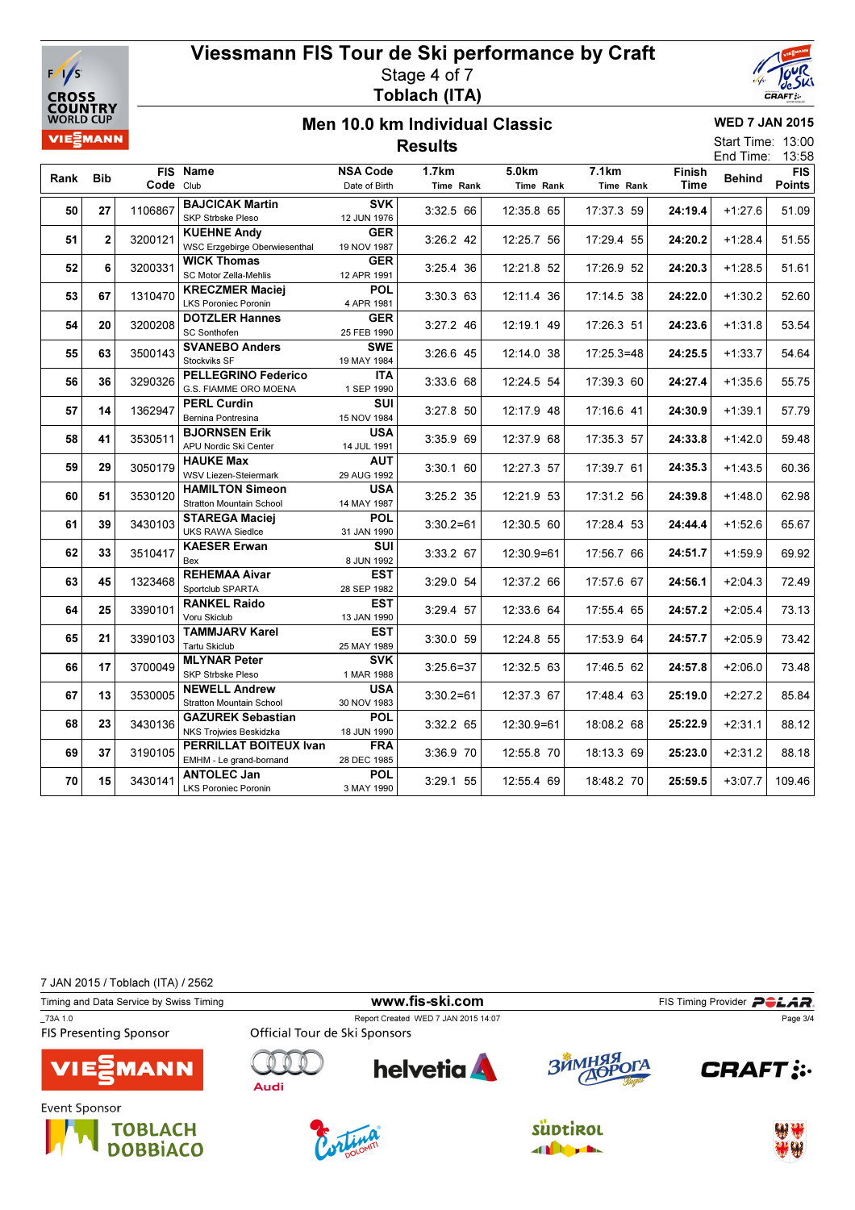# Viessmann FIS Tour de Ski performance by Craft

Stage 4 of 7

**Toblach (ITA)**

## Men 10.0 km Individual Classic

### Results

**WED 7 JAN 2015**

Start Time: 13:00
End Time: 13:58

| Rank | Bib | FIS Code | Name / Club | NSA Code / Date of Birth | 1.7km Time Rank | 5.0km Time Rank | 7.1km Time Rank | Finish Time | Behind | FIS Points |
|---|---|---|---|---|---|---|---|---|---|---|
| 50 | 27 | 1106867 | **BAJCICAK Martin** SKP Strbske Pleso | SVK 12 JUN 1976 | 3:32.5 66 | 12:35.8 65 | 17:37.3 59 | **24:19.4** | +1:27.6 | 51.09 |
| 51 | 2 | 3200121 | **KUEHNE Andy** WSC Erzgebirge Oberwiesenthal | GER 19 NOV 1987 | 3:26.2 42 | 12:25.7 56 | 17:29.4 55 | **24:20.2** | +1:28.4 | 51.55 |
| 52 | 6 | 3200331 | **WICK Thomas** SC Motor Zella-Mehlis | GER 12 APR 1991 | 3:25.4 36 | 12:21.8 52 | 17:26.9 52 | **24:20.3** | +1:28.5 | 51.61 |
| 53 | 67 | 1310470 | **KRECZMER Maciej** LKS Poroniec Poronin | POL 4 APR 1981 | 3:30.3 63 | 12:11.4 36 | 17:14.5 38 | **24:22.0** | +1:30.2 | 52.60 |
| 54 | 20 | 3200208 | **DOTZLER Hannes** SC Sonthofen | GER 25 FEB 1990 | 3:27.2 46 | 12:19.1 49 | 17:26.3 51 | **24:23.6** | +1:31.8 | 53.54 |
| 55 | 63 | 3500143 | **SVANEBO Anders** Stockviks SF | SWE 19 MAY 1984 | 3:26.6 45 | 12:14.0 38 | 17:25.3=48 | **24:25.5** | +1:33.7 | 54.64 |
| 56 | 36 | 3290326 | **PELLEGRINO Federico** G.S. FIAMME ORO MOENA | ITA 1 SEP 1990 | 3:33.6 68 | 12:24.5 54 | 17:39.3 60 | **24:27.4** | +1:35.6 | 55.75 |
| 57 | 14 | 1362947 | **PERL Curdin** Bernina Pontresina | SUI 15 NOV 1984 | 3:27.8 50 | 12:17.9 48 | 17:16.6 41 | **24:30.9** | +1:39.1 | 57.79 |
| 58 | 41 | 3530511 | **BJORNSEN Erik** APU Nordic Ski Center | USA 14 JUL 1991 | 3:35.9 69 | 12:37.9 68 | 17:35.3 57 | **24:33.8** | +1:42.0 | 59.48 |
| 59 | 29 | 3050179 | **HAUKE Max** WSV Liezen-Steiermark | AUT 29 AUG 1992 | 3:30.1 60 | 12:27.3 57 | 17:39.7 61 | **24:35.3** | +1:43.5 | 60.36 |
| 60 | 51 | 3530120 | **HAMILTON Simeon** Stratton Mountain School | USA 14 MAY 1987 | 3:25.2 35 | 12:21.9 53 | 17:31.2 56 | **24:39.8** | +1:48.0 | 62.98 |
| 61 | 39 | 3430103 | **STAREGA Maciej** UKS RAWA Siedlce | POL 31 JAN 1990 | 3:30.2=61 | 12:30.5 60 | 17:28.4 53 | **24:44.4** | +1:52.6 | 65.67 |
| 62 | 33 | 3510417 | **KAESER Erwan** Bex | SUI 8 JUN 1992 | 3:33.2 67 | 12:30.9=61 | 17:56.7 66 | **24:51.7** | +1:59.9 | 69.92 |
| 63 | 45 | 1323468 | **REHEMAA Aivar** Sportclub SPARTA | EST 28 SEP 1982 | 3:29.0 54 | 12:37.2 66 | 17:57.6 67 | **24:56.1** | +2:04.3 | 72.49 |
| 64 | 25 | 3390101 | **RANKEL Raido** Voru Skiclub | EST 13 JAN 1990 | 3:29.4 57 | 12:33.6 64 | 17:55.4 65 | **24:57.2** | +2:05.4 | 73.13 |
| 65 | 21 | 3390103 | **TAMMJARV Karel** Tartu Skiclub | EST 25 MAY 1989 | 3:30.0 59 | 12:24.8 55 | 17:53.9 64 | **24:57.7** | +2:05.9 | 73.42 |
| 66 | 17 | 3700049 | **MLYNAR Peter** SKP Strbske Pleso | SVK 1 MAR 1988 | 3:25.6=37 | 12:32.5 63 | 17:46.5 62 | **24:57.8** | +2:06.0 | 73.48 |
| 67 | 13 | 3530005 | **NEWELL Andrew** Stratton Mountain School | USA 30 NOV 1983 | 3:30.2=61 | 12:37.3 67 | 17:48.4 63 | **25:19.0** | +2:27.2 | 85.84 |
| 68 | 23 | 3430136 | **GAZUREK Sebastian** NKS Trojwies Beskidzka | POL 18 JUN 1990 | 3:32.2 65 | 12:30.9=61 | 18:08.2 68 | **25:22.9** | +2:31.1 | 88.12 |
| 69 | 37 | 3190105 | **PERRILLAT BOITEUX Ivan** EMHM - Le grand-bornand | FRA 28 DEC 1985 | 3:36.9 70 | 12:55.8 70 | 18:13.3 69 | **25:23.0** | +2:31.2 | 88.18 |
| 70 | 15 | 3430141 | **ANTOLEC Jan** LKS Poroniec Poronin | POL 3 MAY 1990 | 3:29.1 55 | 12:55.4 69 | 18:48.2 70 | **25:59.5** | +3:07.7 | 109.46 |

7 JAN 2015 / Toblach (ITA) / 2562

Timing and Data Service by Swiss Timing | www.fis-ski.com | FIS Timing Provider POLAR

_73A 1.0 | Report Created WED 7 JAN 2015 14:07

FIS Presenting Sponsor: VIESSMANN

Official Tour de Ski Sponsors: Audi, helvetia, Зимняя Дорога, CRAFT

Event Sponsor: TOBLACH DOBBIACO, Cortina Dolomiti, Südtirol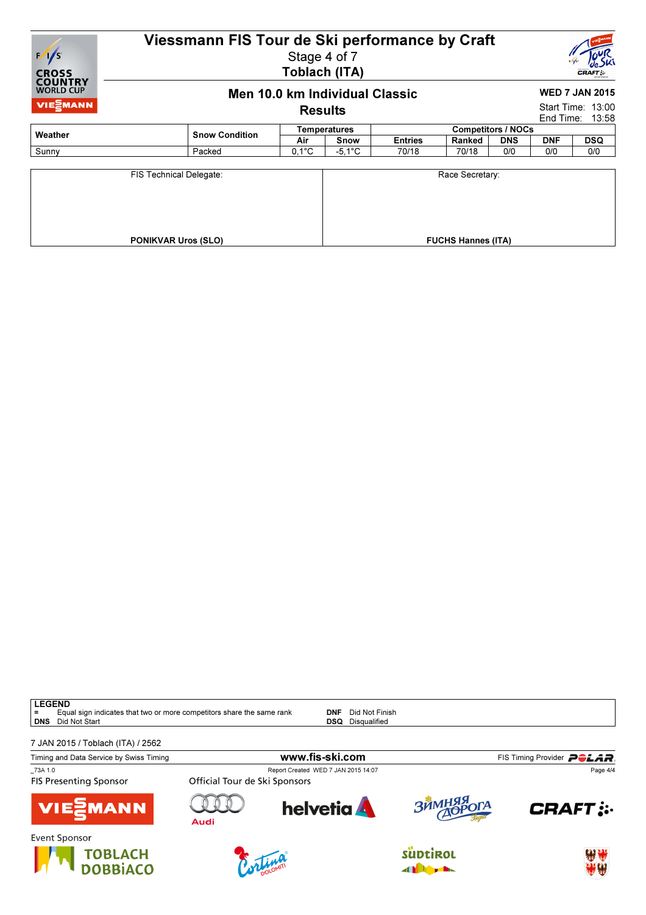# Viessmann FIS Tour de Ski performance by Craft

Stage 4 of 7

**Toblach (ITA)**

## Men 10.0 km Individual Classic

## Results

**WED 7 JAN 2015**

Start Time: 13:00

End Time: 13:58

| Weather | Snow Condition | Temperatures | | Competitors / NOCs | | | | |
|---|---|---|---|---|---|---|---|---|
| | | Air | Snow | Entries | Ranked | DNS | DNF | DSQ |
| Sunny | Packed | 0,1°C | -5,1°C | 70/18 | 70/18 | 0/0 | 0/0 | 0/0 |

| FIS Technical Delegate: | Race Secretary: |
|---|---|
| **PONIKVAR Uros (SLO)** | **FUCHS Hannes (ITA)** |

**LEGEND**

- **=** Equal sign indicates that two or more competitors share the same rank
- **DNS** Did Not Start
- **DNF** Did Not Finish
- **DSQ** Disqualified

7 JAN 2015 / Toblach (ITA) / 2562

Timing and Data Service by Swiss Timing

www.fis-ski.com

FIS Timing Provider POLAR

_73A 1.0

Report Created WED 7 JAN 2015 14:07

FIS Presenting Sponsor

Official Tour de Ski Sponsors

Event Sponsor